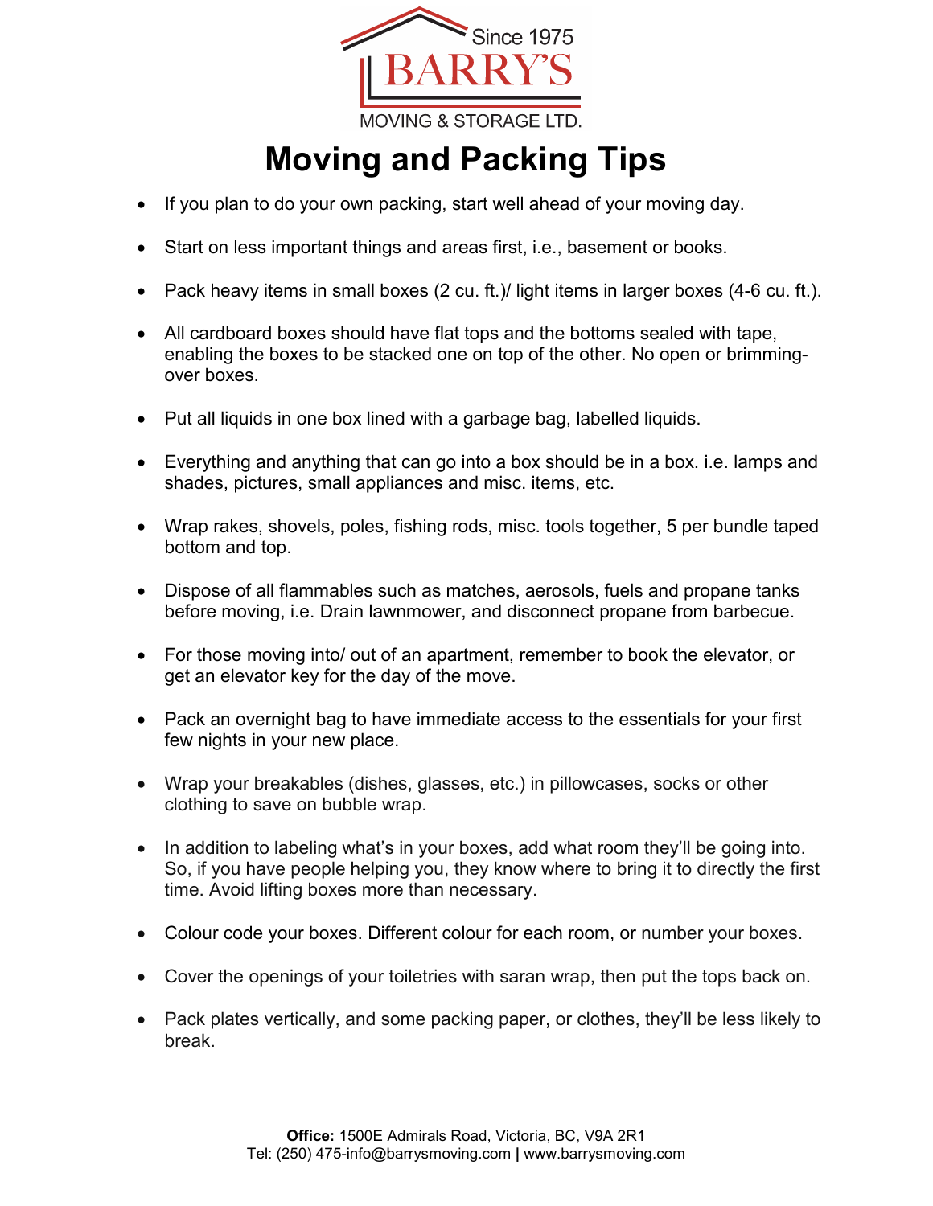Since 1975

**BARRY'S**

MOVING & STORAGE LTD.

# Moving and Packing Tips

- If you plan to do your own packing, start well ahead of your moving day.
- Start on less important things and areas first, i.e., basement or books.
- Pack heavy items in small boxes (2 cu. ft.)/ light items in larger boxes (4-6 cu. ft.).
- All cardboard boxes should have flat tops and the bottoms sealed with tape, enabling the boxes to be stacked one on top of the other. No open or brimming-over boxes.
- Put all liquids in one box lined with a garbage bag, labelled liquids.
- Everything and anything that can go into a box should be in a box. i.e. lamps and shades, pictures, small appliances and misc. items, etc.
- Wrap rakes, shovels, poles, fishing rods, misc. tools together, 5 per bundle taped bottom and top.
- Dispose of all flammables such as matches, aerosols, fuels and propane tanks before moving, i.e. Drain lawnmower, and disconnect propane from barbecue.
- For those moving into/ out of an apartment, remember to book the elevator, or get an elevator key for the day of the move.
- Pack an overnight bag to have immediate access to the essentials for your first few nights in your new place.
- Wrap your breakables (dishes, glasses, etc.) in pillowcases, socks or other clothing to save on bubble wrap.
- In addition to labeling what's in your boxes, add what room they'll be going into. So, if you have people helping you, they know where to bring it to directly the first time. Avoid lifting boxes more than necessary.
- Colour code your boxes. Different colour for each room, or number your boxes.
- Cover the openings of your toiletries with saran wrap, then put the tops back on.
- Pack plates vertically, and some packing paper, or clothes, they'll be less likely to break.

**Office:** 1500E Admirals Road, Victoria, BC, V9A 2R1
Tel: (250) 475-info@barrysmoving.com | www.barrysmoving.com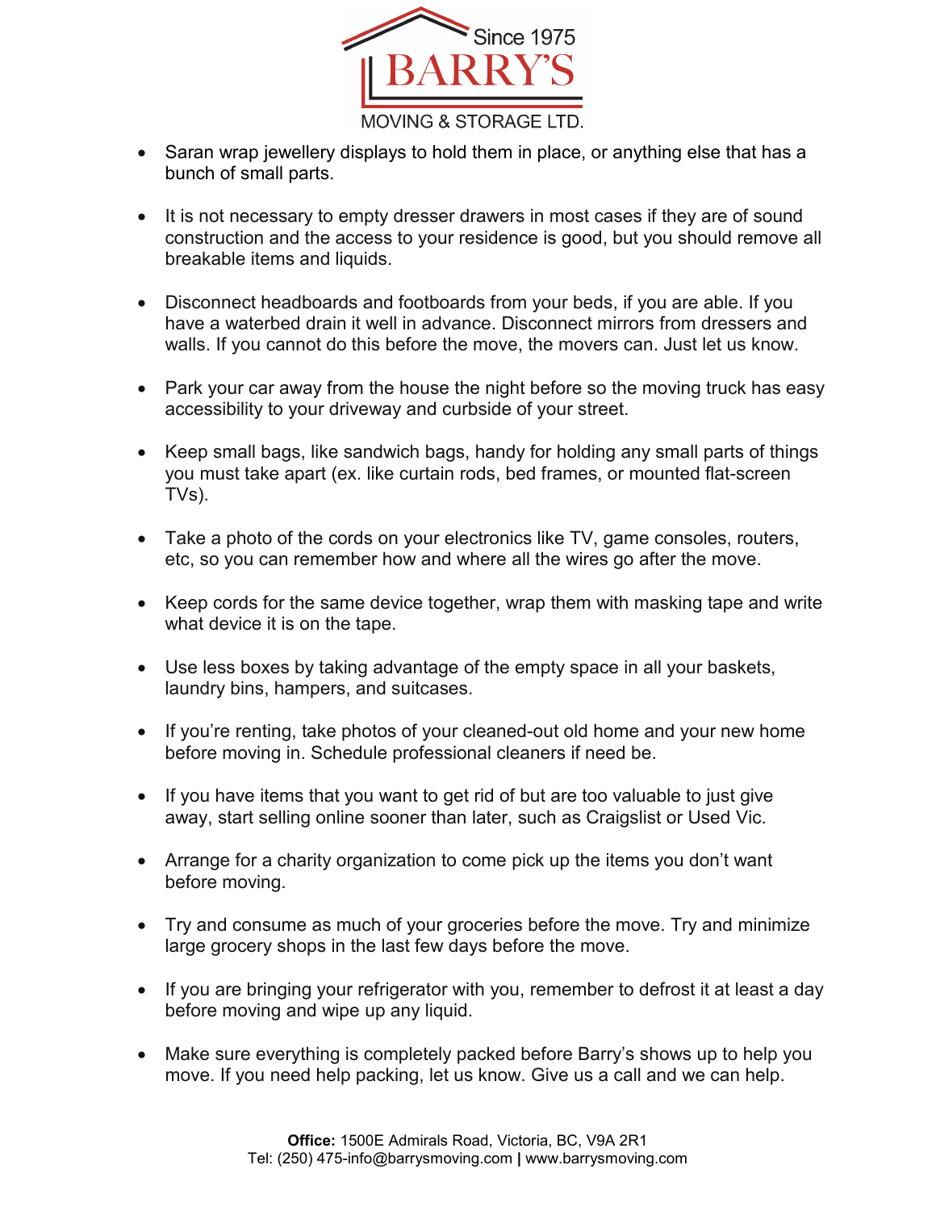- Saran wrap jewellery displays to hold them in place, or anything else that has a bunch of small parts.

- It is not necessary to empty dresser drawers in most cases if they are of sound construction and the access to your residence is good, but you should remove all breakable items and liquids.

- Disconnect headboards and footboards from your beds, if you are able. If you have a waterbed drain it well in advance. Disconnect mirrors from dressers and walls. If you cannot do this before the move, the movers can. Just let us know.

- Park your car away from the house the night before so the moving truck has easy accessibility to your driveway and curbside of your street.

- Keep small bags, like sandwich bags, handy for holding any small parts of things you must take apart (ex. like curtain rods, bed frames, or mounted flat-screen TVs).

- Take a photo of the cords on your electronics like TV, game consoles, routers, etc, so you can remember how and where all the wires go after the move.

- Keep cords for the same device together, wrap them with masking tape and write what device it is on the tape.

- Use less boxes by taking advantage of the empty space in all your baskets, laundry bins, hampers, and suitcases.

- If you're renting, take photos of your cleaned-out old home and your new home before moving in. Schedule professional cleaners if need be.

- If you have items that you want to get rid of but are too valuable to just give away, start selling online sooner than later, such as Craigslist or Used Vic.

- Arrange for a charity organization to come pick up the items you don't want before moving.

- Try and consume as much of your groceries before the move. Try and minimize large grocery shops in the last few days before the move.

- If you are bringing your refrigerator with you, remember to defrost it at least a day before moving and wipe up any liquid.

- Make sure everything is completely packed before Barry's shows up to help you move. If you need help packing, let us know. Give us a call and we can help.

**Office:** 1500E Admirals Road, Victoria, BC, V9A 2R1
Tel: (250) 475-info@barrysmoving.com | www.barrysmoving.com